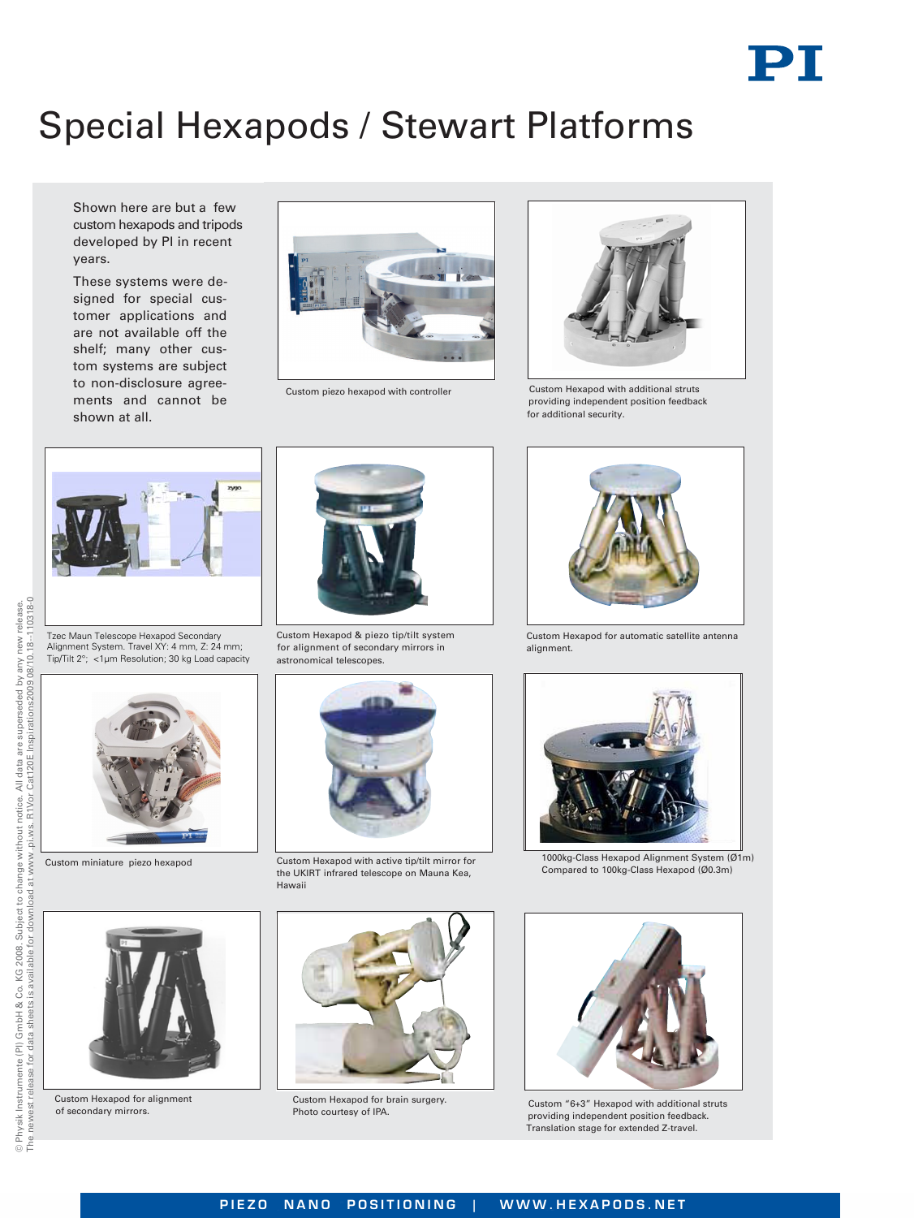# Special Hexapods / Stewart Platforms

Shown here are but a few custom hexapods and tripods developed by PI in recent years.

These systems were designed for special customer applications and are not available off the shelf; many other custom systems are subject to non-disclosure agreements and cannot be shown at all.

Custom piezo hexapod with controller

Custom Hexapod with additional struts providing independent position feedback for additional security.

Tzec Maun Telescope Hexapod Secondary Alignment System. Travel XY: 4 mm, Z: 24 mm; Tip/Tilt 2°; <1µm Resolution; 30 kg Load capacity

Custom Hexapod & piezo tip/tilt system for alignment of secondary mirrors in astronomical telescopes.

Custom Hexapod for automatic satellite antenna alignment.

Custom miniature piezo hexapod

Custom Hexapod with active tip/tilt mirror for the UKIRT infrared telescope on Mauna Kea, Hawaii

1000kg-Class Hexapod Alignment System (Ø1m) Compared to 100kg-Class Hexapod (Ø0.3m)

Custom Hexapod for alignment of secondary mirrors.

Custom Hexapod for brain surgery. Photo courtesy of IPA.

Custom "6+3" Hexapod with additional struts providing independent position feedback. Translation stage for extended Z-travel.

© Physik Instrumente (PI) GmbH & Co. KG 2008. Subject to change without notice. All data are superseded by any new release. The newest release for data sheets is available for download at www.pi.ws. R1Vor Cat120E Inspirations2009 08/10.18–110318-0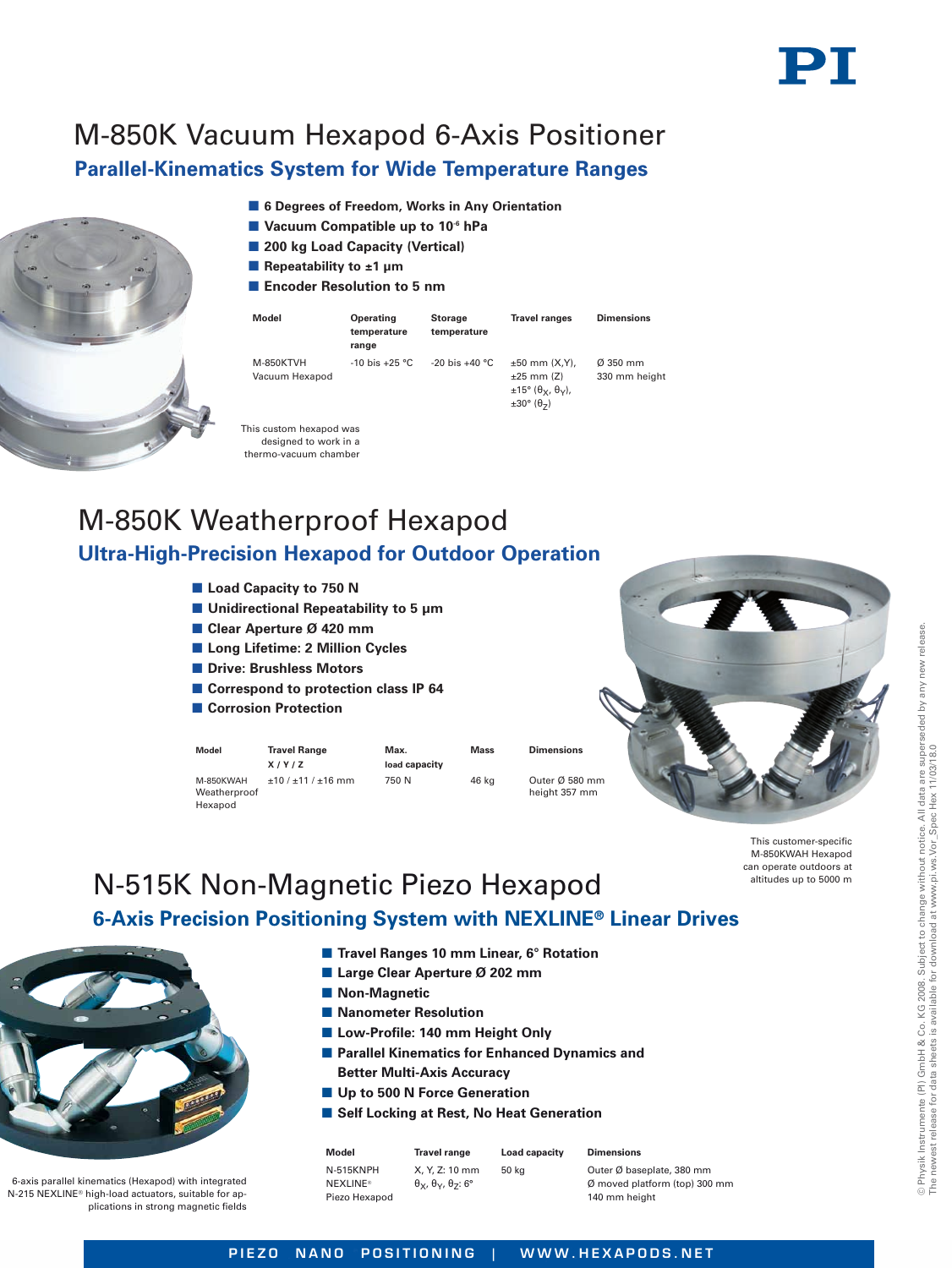# M-850K Vacuum Hexapod 6-Axis Positioner

## Parallel-Kinematics System for Wide Temperature Ranges

- **6 Degrees of Freedom, Works in Any Orientation**
- **Vacuum Compatible up to $10^{-6}$ hPa**
- **200 kg Load Capacity (Vertical)**
- **Repeatability to ±1 µm**
- **Encoder Resolution to 5 nm**

| Model | Operating temperature range | Storage temperature | Travel ranges | Dimensions |
|---|---|---|---|---|
| M-850KTVH Vacuum Hexapod | -10 bis +25 °C | -20 bis +40 °C | ±50 mm (X,Y), ±25 mm (Z) ±15° ($\theta_X$, $\theta_Y$), ±30° ($\theta_Z$) | Ø 350 mm 330 mm height |

This custom hexapod was designed to work in a thermo-vacuum chamber

# M-850K Weatherproof Hexapod

## Ultra-High-Precision Hexapod for Outdoor Operation

- **Load Capacity to 750 N**
- **Unidirectional Repeatability to 5 µm**
- **Clear Aperture Ø 420 mm**
- **Long Lifetime: 2 Million Cycles**
- **Drive: Brushless Motors**
- **Correspond to protection class IP 64**
- **Corrosion Protection**

| Model | Travel Range X / Y / Z | Max. load capacity | Mass | Dimensions |
|---|---|---|---|---|
| M-850KWAH Weatherproof Hexapod | ±10 / ±11 / ±16 mm | 750 N | 46 kg | Outer Ø 580 mm height 357 mm |

This customer-specific M-850KWAH Hexapod can operate outdoors at altitudes up to 5000 m

# N-515K Non-Magnetic Piezo Hexapod

## 6-Axis Precision Positioning System with NEXLINE® Linear Drives

- **Travel Ranges 10 mm Linear, 6° Rotation**
- **Large Clear Aperture Ø 202 mm**
- **Non-Magnetic**
- **Nanometer Resolution**
- **Low-Profile: 140 mm Height Only**
- **Parallel Kinematics for Enhanced Dynamics and Better Multi-Axis Accuracy**
- **Up to 500 N Force Generation**
- **Self Locking at Rest, No Heat Generation**

| Model | Travel range | Load capacity | Dimensions |
|---|---|---|---|
| N-515KNPH NEXLINE® Piezo Hexapod | X, Y, Z: 10 mm $\theta_X$, $\theta_Y$, $\theta_Z$: 6° | 50 kg | Outer Ø baseplate, 380 mm Ø moved platform (top) 300 mm 140 mm height |

6-axis parallel kinematics (Hexapod) with integrated N-215 NEXLINE® high-load actuators, suitable for applications in strong magnetic fields

© Physik Instrumente (PI) GmbH & Co. KG 2008. Subject to change without notice. All data are superseded by any new release. The newest release for data sheets is available for download at www.pi.ws.Vor_Spec Hex 11/03/18.0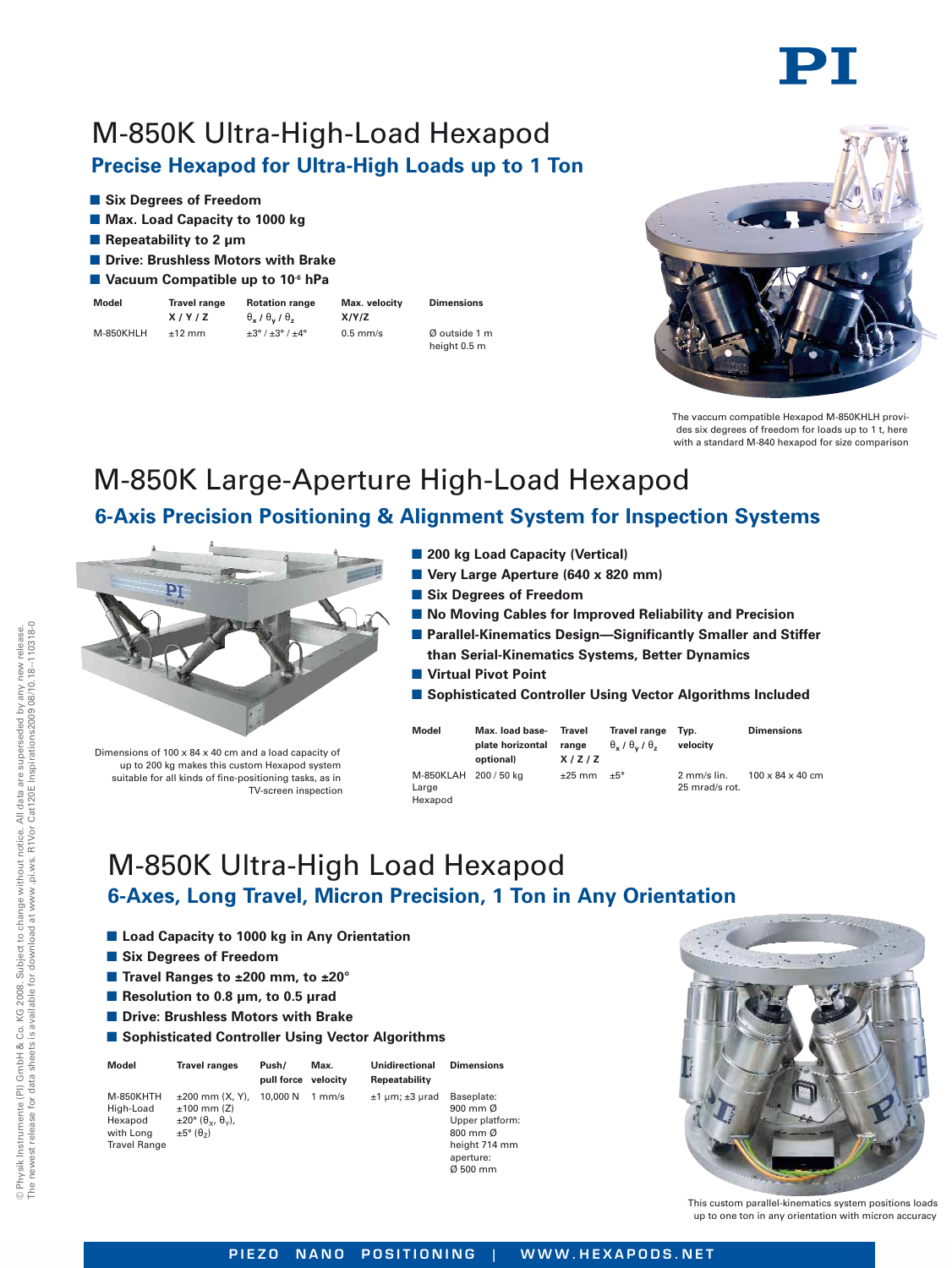# M-850K Ultra-High-Load Hexapod

## Precise Hexapod for Ultra-High Loads up to 1 Ton

- **Six Degrees of Freedom**
- **Max. Load Capacity to 1000 kg**
- **Repeatability to 2 µm**
- **Drive: Brushless Motors with Brake**
- **Vacuum Compatible up to $10^{-6}$ hPa**

| Model | Travel range X / Y / Z | Rotation range $\theta_x$ / $\theta_y$ / $\theta_z$ | Max. velocity X/Y/Z | Dimensions |
|---|---|---|---|---|
| M-850KHLH | ±12 mm | ±3° / ±3° / ±4° | 0.5 mm/s | Ø outside 1 m height 0.5 m |

The vaccum compatible Hexapod M-850KHLH provides six degrees of freedom for loads up to 1 t, here with a standard M-840 hexapod for size comparison

# M-850K Large-Aperture High-Load Hexapod

## 6-Axis Precision Positioning & Alignment System for Inspection Systems

Dimensions of 100 x 84 x 40 cm and a load capacity of up to 200 kg makes this custom Hexapod system suitable for all kinds of fine-positioning tasks, as in TV-screen inspection

- **200 kg Load Capacity (Vertical)**
- **Very Large Aperture (640 x 820 mm)**
- **Six Degrees of Freedom**
- **No Moving Cables for Improved Reliability and Precision**
- **Parallel-Kinematics Design—Significantly Smaller and Stiffer than Serial-Kinematics Systems, Better Dynamics**
- **Virtual Pivot Point**
- **Sophisticated Controller Using Vector Algorithms Included**

| Model | Max. load baseplate horizontal optional) | Travel range X / Z / Z | Travel range $\theta_x$ / $\theta_y$ / $\theta_z$ | Typ. velocity | Dimensions |
|---|---|---|---|---|---|
| M-850KLAH Large Hexapod | 200 / 50 kg | ±25 mm | ±5° | 2 mm/s lin. 25 mrad/s rot. | 100 x 84 x 40 cm |

# M-850K Ultra-High Load Hexapod

## 6-Axes, Long Travel, Micron Precision, 1 Ton in Any Orientation

- **Load Capacity to 1000 kg in Any Orientation**
- **Six Degrees of Freedom**
- **Travel Ranges to ±200 mm, to ±20°**
- **Resolution to 0.8 µm, to 0.5 µrad**
- **Drive: Brushless Motors with Brake**
- **Sophisticated Controller Using Vector Algorithms**

| Model | Travel ranges | Push/ pull force | Max. velocity | Unidirectional Repeatability | Dimensions |
|---|---|---|---|---|---|
| M-850KHTH High-Load Hexapod with Long Travel Range | ±200 mm (X, Y), ±100 mm (Z) ±20° ($\theta_X$, $\theta_Y$), ±5° ($\theta_Z$) | 10,000 N | 1 mm/s | ±1 µm; ±3 µrad | Baseplate: 900 mm Ø Upper platform: 800 mm Ø height 714 mm aperture: Ø 500 mm |

This custom parallel-kinematics system positions loads up to one ton in any orientation with micron accuracy

© Physik Instrumente (PI) GmbH & Co. KG 2008. Subject to change without notice. All data are superseded by any new release. The newest release for data sheets is available for download at www.pi.ws. R1Vor Cat120E Inspirations2009 08/10.18–110318-0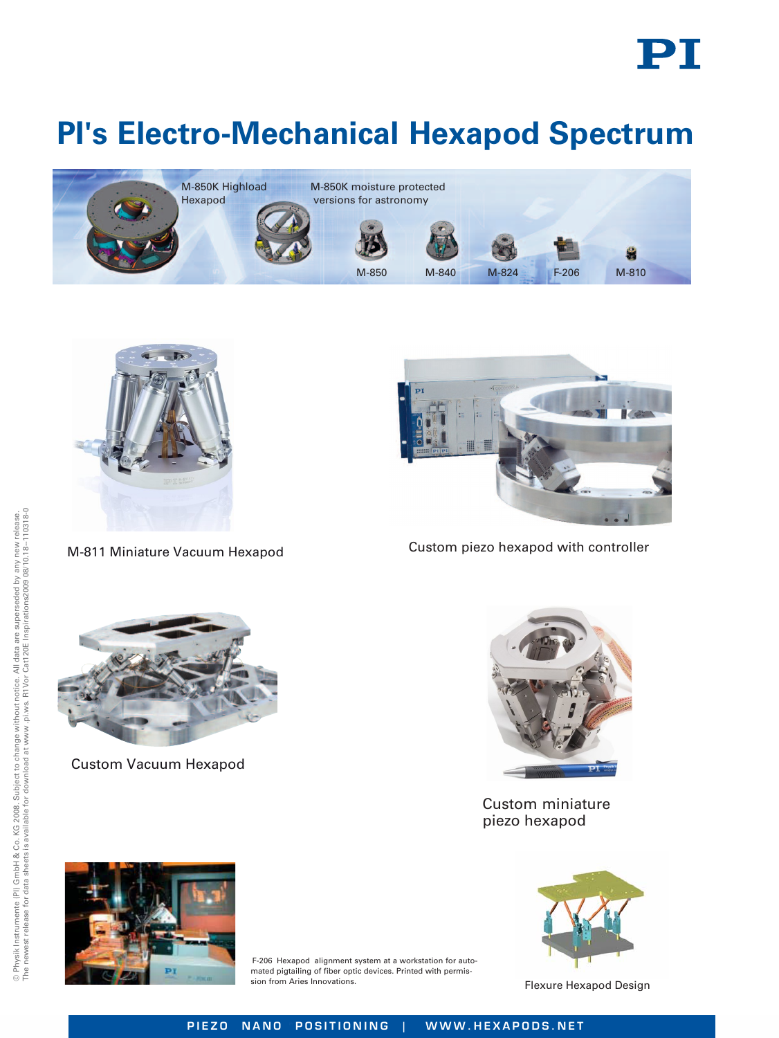# PI's Electro-Mechanical Hexapod Spectrum

M-850K Highload Hexapod

M-850K moisture protected versions for astronomy

M-850 M-840 M-824 F-206 M-810

M-811 Miniature Vacuum Hexapod

Custom piezo hexapod with controller

Custom Vacuum Hexapod

Custom miniature piezo hexapod

F-206 Hexapod alignment system at a workstation for automated pigtailing of fiber optic devices. Printed with permission from Aries Innovations.

Flexure Hexapod Design

© Physik Instrumente (PI) GmbH & Co. KG 2008. Subject to change without notice. All data are superseded by any new release. The newest release for data sheets is available for download at www.pi.ws. R1Vor Cat120E Inspirations2009 08/10.18–110318-0

PIEZO NANO POSITIONING | WWW.HEXAPODS.NET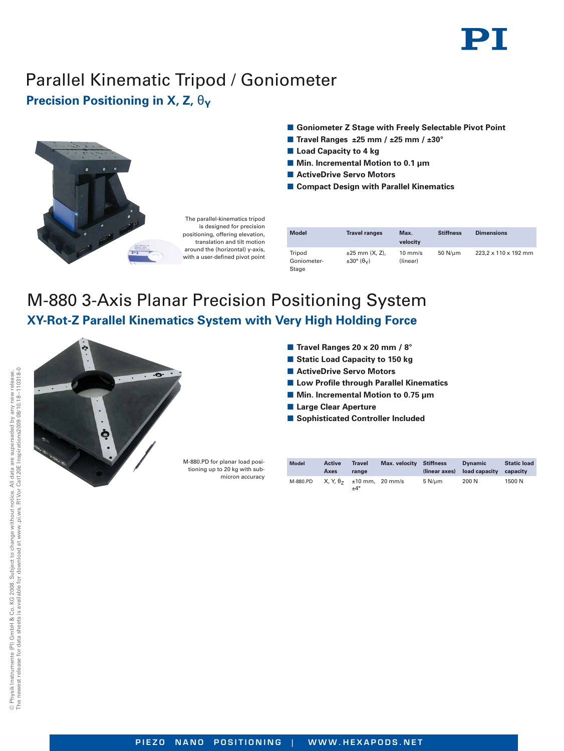# Parallel Kinematic Tripod / Goniometer

## Precision Positioning in X, Z, $\theta_Y$

The parallel-kinematics tripod is designed for precision positioning, offering elevation, translation and tilt motion around the (horizontal) y-axis, with a user-defined pivot point

- Goniometer Z Stage with Freely Selectable Pivot Point
- Travel Ranges ±25 mm / ±25 mm / ±30°
- Load Capacity to 4 kg
- Min. Incremental Motion to 0.1 µm
- ActiveDrive Servo Motors
- Compact Design with Parallel Kinematics

| Model | Travel ranges | Max. velocity | Stiffness | Dimensions |
|---|---|---|---|---|
| Tripod Goniometer-Stage | ±25 mm (X, Z), ±30° ($\theta_Y$) | 10 mm/s (linear) | 50 N/µm | 223,2 x 110 x 192 mm |

# M-880 3-Axis Planar Precision Positioning System

## XY-Rot-Z Parallel Kinematics System with Very High Holding Force

M-880.PD for planar load positioning up to 20 kg with sub-micron accuracy

- Travel Ranges 20 x 20 mm / 8°
- Static Load Capacity to 150 kg
- ActiveDrive Servo Motors
- Low Profile through Parallel Kinematics
- Min. Incremental Motion to 0.75 µm
- Large Clear Aperture
- Sophisticated Controller Included

| Model | Active Axes | Travel range | Max. velocity | Stiffness (linear axes) | Dynamic load capacity | Static load capacity |
|---|---|---|---|---|---|---|
| M-880.PD | X, Y, $\theta_Z$ | ±10 mm, ±4° | 20 mm/s | 5 N/µm | 200 N | 1500 N |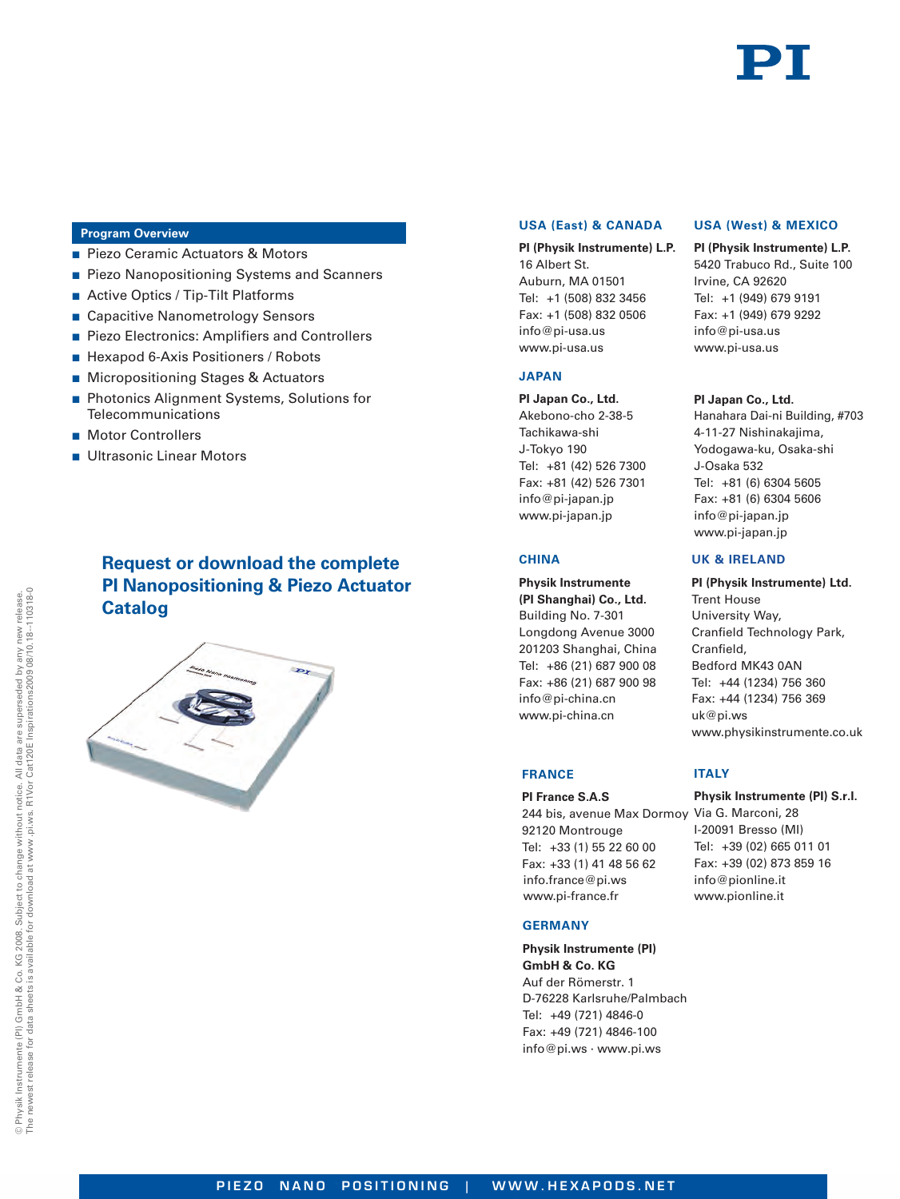PI

**Program Overview**

- Piezo Ceramic Actuators & Motors
- Piezo Nanopositioning Systems and Scanners
- Active Optics / Tip-Tilt Platforms
- Capacitive Nanometrology Sensors
- Piezo Electronics: Amplifiers and Controllers
- Hexapod 6-Axis Positioners / Robots
- Micropositioning Stages & Actuators
- Photonics Alignment Systems, Solutions for Telecommunications
- Motor Controllers
- Ultrasonic Linear Motors

## Request or download the complete PI Nanopositioning & Piezo Actuator Catalog

### USA (East) & CANADA

**PI (Physik Instrumente) L.P.**
16 Albert St.
Auburn, MA 01501
Tel: +1 (508) 832 3456
Fax: +1 (508) 832 0506
info@pi-usa.us
www.pi-usa.us

### USA (West) & MEXICO

**PI (Physik Instrumente) L.P.**
5420 Trabuco Rd., Suite 100
Irvine, CA 92620
Tel: +1 (949) 679 9191
Fax: +1 (949) 679 9292
info@pi-usa.us
www.pi-usa.us

### JAPAN

**PI Japan Co., Ltd.**
Akebono-cho 2-38-5
Tachikawa-shi
J-Tokyo 190
Tel: +81 (42) 526 7300
Fax: +81 (42) 526 7301
info@pi-japan.jp
www.pi-japan.jp

**PI Japan Co., Ltd.**
Hanahara Dai-ni Building, #703
4-11-27 Nishinakajima,
Yodogawa-ku, Osaka-shi
J-Osaka 532
Tel: +81 (6) 6304 5605
Fax: +81 (6) 6304 5606
info@pi-japan.jp
www.pi-japan.jp

### CHINA

**Physik Instrumente (PI Shanghai) Co., Ltd.**
Building No. 7-301
Longdong Avenue 3000
201203 Shanghai, China
Tel: +86 (21) 687 900 08
Fax: +86 (21) 687 900 98
info@pi-china.cn
www.pi-china.cn

### UK & IRELAND

**PI (Physik Instrumente) Ltd.**
Trent House
University Way,
Cranfield Technology Park,
Cranfield,
Bedford MK43 0AN
Tel: +44 (1234) 756 360
Fax: +44 (1234) 756 369
uk@pi.ws
www.physikinstrumente.co.uk

### FRANCE

**PI France S.A.S**
244 bis, avenue Max Dormoy
92120 Montrouge
Tel: +33 (1) 55 22 60 00
Fax: +33 (1) 41 48 56 62
info.france@pi.ws
www.pi-france.fr

### ITALY

**Physik Instrumente (PI) S.r.l.**
Via G. Marconi, 28
I-20091 Bresso (MI)
Tel: +39 (02) 665 011 01
Fax: +39 (02) 873 859 16
info@pionline.it
www.pionline.it

### GERMANY

**Physik Instrumente (PI) GmbH & Co. KG**
Auf der Römerstr. 1
D-76228 Karlsruhe/Palmbach
Tel: +49 (721) 4846-0
Fax: +49 (721) 4846-100
info@pi.ws · www.pi.ws

© Physik Instrumente (PI) GmbH & Co. KG 2008. Subject to change without notice. All data are superseded by any new release.
The newest release for data sheets is available for download at www.pi.ws. R1Vor Cat120E Inspirations2009 08/10.18--110318-0